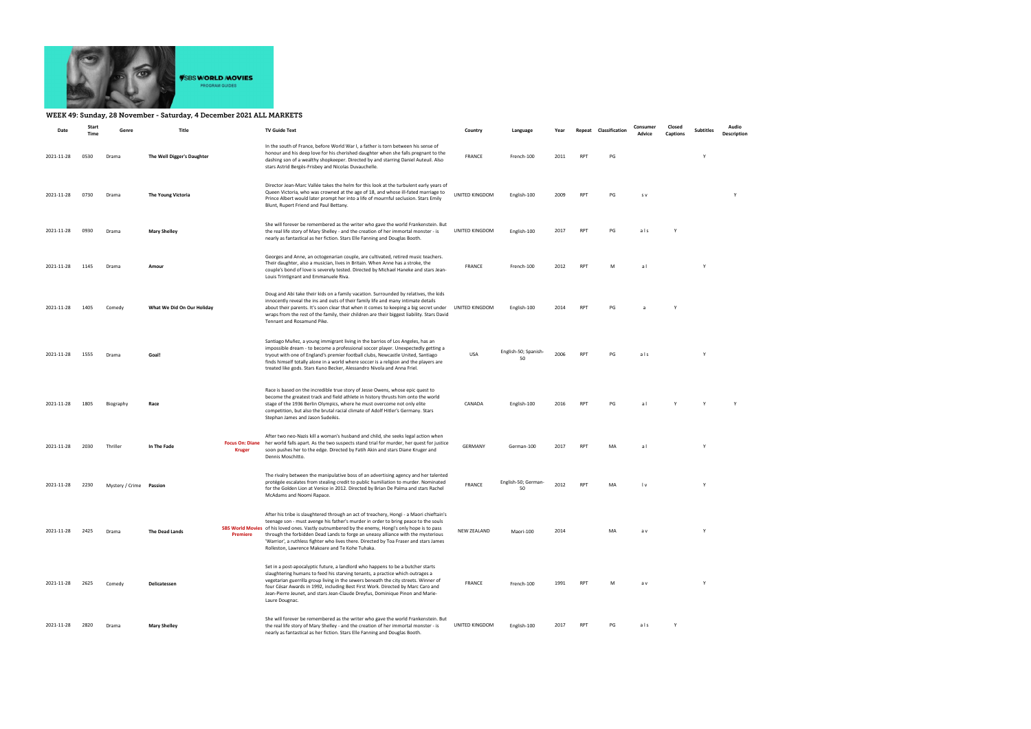## WEEK 49: Sunday, 28 November - Saturday, 4 December 2021 ALL MARKETS

| Date | Start Time | Genre | Title | | TV Guide Text | Country | Language | Year | Repeat | Classification | Consumer Advice | Closed Captions | Subtitles | Audio Description |
|---|---|---|---|---|---|---|---|---|---|---|---|---|---|---|
| 2021-11-28 | 0530 | Drama | **The Well Digger's Daughter** | | In the south of France, before World War I, a father is torn between his sense of honour and his deep love for his cherished daughter when she falls pregnant to the dashing son of a wealthy shopkeeper. Directed by and starring Daniel Auteuil. Also stars Astrid Bergès-Frisbey and Nicolas Duvauchelle. | FRANCE | French-100 | 2011 | RPT | PG | | | Y | |
| 2021-11-28 | 0730 | Drama | **The Young Victoria** | | Director Jean-Marc Vallée takes the helm for this look at the turbulent early years of Queen Victoria, who was crowned at the age of 18, and whose ill-fated marriage to Prince Albert would later prompt her into a life of mournful seclusion. Stars Emily Blunt, Rupert Friend and Paul Bettany. | UNITED KINGDOM | English-100 | 2009 | RPT | PG | s v | | | Y |
| 2021-11-28 | 0930 | Drama | **Mary Shelley** | | She will forever be remembered as the writer who gave the world Frankenstein. But the real life story of Mary Shelley - and the creation of her immortal monster - is nearly as fantastical as her fiction. Stars Elle Fanning and Douglas Booth. | UNITED KINGDOM | English-100 | 2017 | RPT | PG | a l s | Y | | |
| 2021-11-28 | 1145 | Drama | **Amour** | | Georges and Anne, an octogenarian couple, are cultivated, retired music teachers. Their daughter, also a musician, lives in Britain. When Anne has a stroke, the couple's bond of love is severely tested. Directed by Michael Haneke and stars Jean-Louis Trintignant and Emmanuele Riva. | FRANCE | French-100 | 2012 | RPT | M | a l | | Y | |
| 2021-11-28 | 1405 | Comedy | **What We Did On Our Holiday** | | Doug and Abi take their kids on a family vacation. Surrounded by relatives, the kids innocently reveal the ins and outs of their family life and many intimate details about their parents. It's soon clear that when it comes to keeping a big secret under wraps from the rest of the family, their children are their biggest liability. Stars David Tennant and Rosamund Pike. | UNITED KINGDOM | English-100 | 2014 | RPT | PG | a | Y | | |
| 2021-11-28 | 1555 | Drama | **Goal!** | | Santiago Muñez, a young immigrant living in the barrios of Los Angeles, has an impossible dream - to become a professional soccer player. Unexpectedly getting a tryout with one of England's premier football clubs, Newcastle United, Santiago finds himself totally alone in a world where soccer is a religion and the players are treated like gods. Stars Kuno Becker, Alessandro Nivola and Anna Friel. | USA | English-50; Spanish-50 | 2006 | RPT | PG | a l s | | Y | |
| 2021-11-28 | 1805 | Biography | **Race** | | Race is based on the incredible true story of Jesse Owens, whose epic quest to become the greatest track and field athlete in history thrusts him onto the world stage of the 1936 Berlin Olympics, where he must overcome not only elite competition, but also the brutal racial climate of Adolf Hitler's Germany. Stars Stephan James and Jason Sudeikis. | CANADA | English-100 | 2016 | RPT | PG | a l | Y | Y | Y |
| 2021-11-28 | 2030 | Thriller | **In The Fade** | **Focus On: Diane Kruger** | After two neo-Nazis kill a woman's husband and child, she seeks legal action when her world falls apart. As the two suspects stand trial for murder, her quest for justice soon pushes her to the edge. Directed by Fatih Akin and stars Diane Kruger and Dennis Moschitto. | GERMANY | German-100 | 2017 | RPT | MA | a l | | Y | |
| 2021-11-28 | 2230 | Mystery / Crime | **Passion** | | The rivalry between the manipulative boss of an advertising agency and her talented protégée escalates from stealing credit to public humiliation to murder. Nominated for the Golden Lion at Venice in 2012. Directed by Brian De Palma and stars Rachel McAdams and Noomi Rapace. | FRANCE | English-50; German-50 | 2012 | RPT | MA | l v | | Y | |
| 2021-11-28 | 2425 | Drama | **The Dead Lands** | **SBS World Movies Premiere** | After his tribe is slaughtered through an act of treachery, Hongi - a Maori chieftain's teenage son - must avenge his father's murder in order to bring peace to the souls of his loved ones. Vastly outnumbered by the enemy, Hongi's only hope is to pass through the forbidden Dead Lands to forge an uneasy alliance with the mysterious 'Warrior', a ruthless fighter who lives there. Directed by Toa Fraser and stars James Rolleston, Lawrence Makoare and Te Kohe Tuhaka. | NEW ZEALAND | Maori-100 | 2014 | | MA | a v | | Y | |
| 2021-11-28 | 2625 | Comedy | **Delicatessen** | | Set in a post-apocalyptic future, a landlord who happens to be a butcher starts slaughtering humans to feed his starving tenants, a practice which outrages a vegetarian guerrilla group living in the sewers beneath the city streets. Winner of four César Awards in 1992, including Best First Work. Directed by Marc Caro and Jean-Pierre Jeunet, and stars Jean-Claude Dreyfus, Dominique Pinon and Marie-Laure Dougnac. | FRANCE | French-100 | 1991 | RPT | M | a v | | Y | |
| 2021-11-28 | 2820 | Drama | **Mary Shelley** | | She will forever be remembered as the writer who gave the world Frankenstein. But the real life story of Mary Shelley - and the creation of her immortal monster - is nearly as fantastical as her fiction. Stars Elle Fanning and Douglas Booth. | UNITED KINGDOM | English-100 | 2017 | RPT | PG | a l s | Y | | |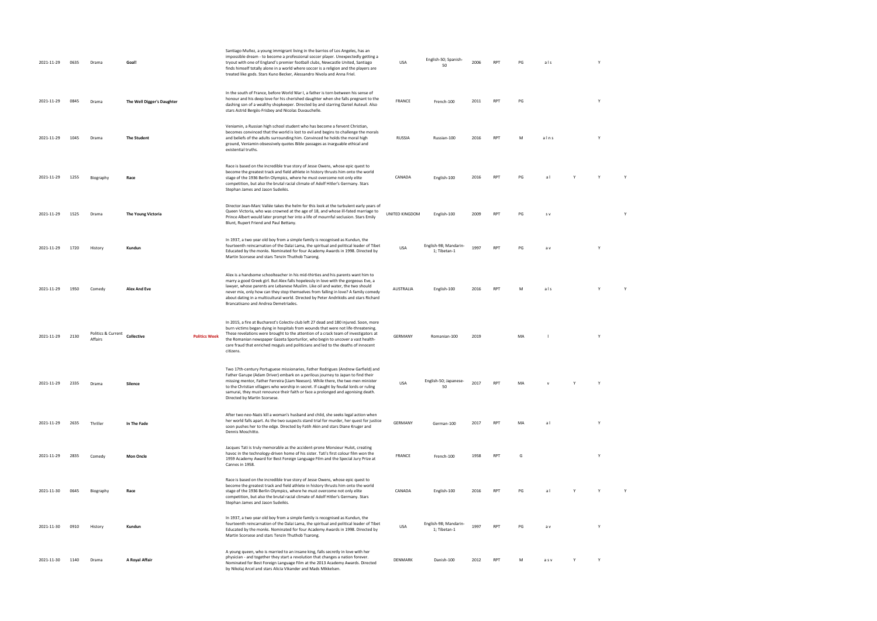| | | | | | | | | | | | | | | | |
|---|---|---|---|---|---|---|---|---|---|---|---|---|---|---|---|
| 2021-11-29 | 0635 | Drama | Goal! | | Santiago Muñez, a young immigrant living in the barrios of Los Angeles, has an impossible dream - to become a professional soccer player. Unexpectedly getting a tryout with one of England's premier football clubs, Newcastle United, Santiago finds himself totally alone in a world where soccer is a religion and the players are treated like gods. Stars Kuno Becker, Alessandro Nivola and Anna Friel. | USA | English-50; Spanish-50 | 2006 | RPT | PG | a l s | | Y | |
| 2021-11-29 | 0845 | Drama | The Well Digger's Daughter | | In the south of France, before World War I, a father is torn between his sense of honour and his deep love for his cherished daughter when she falls pregnant to the dashing son of a wealthy shopkeeper. Directed by and starring Daniel Auteuil. Also stars Astrid Bergès-Frisbey and Nicolas Duvauchelle. | FRANCE | French-100 | 2011 | RPT | PG | | | Y | |
| 2021-11-29 | 1045 | Drama | The Student | | Veniamin, a Russian high school student who has become a fervent Christian, becomes convinced that the world is lost to evil and begins to challenge the morals and beliefs of the adults surrounding him. Convinced he holds the moral high ground, Veniamin obsessively quotes Bible passages as inarguable ethical and existential truths. | RUSSIA | Russian-100 | 2016 | RPT | M | a l n s | | Y | |
| 2021-11-29 | 1255 | Biography | Race | | Race is based on the incredible true story of Jesse Owens, whose epic quest to become the greatest track and field athlete in history thrusts him onto the world stage of the 1936 Berlin Olympics, where he must overcome not only elite competition, but also the brutal racial climate of Adolf Hitler's Germany. Stars Stephan James and Jason Sudeikis. | CANADA | English-100 | 2016 | RPT | PG | a l | Y | Y | Y |
| 2021-11-29 | 1525 | Drama | The Young Victoria | | Director Jean-Marc Vallée takes the helm for this look at the turbulent early years of Queen Victoria, who was crowned at the age of 18, and whose ill-fated marriage to Prince Albert would later prompt her into a life of mournful seclusion. Stars Emily Blunt, Rupert Friend and Paul Bettany. | UNITED KINGDOM | English-100 | 2009 | RPT | PG | s v | | | Y |
| 2021-11-29 | 1720 | History | Kundun | | In 1937, a two year old boy from a simple family is recognised as Kundun, the fourteenth reincarnation of the Dalai Lama, the spiritual and political leader of Tibet Educated by the monks. Nominated for four Academy Awards in 1998. Directed by Martin Scorsese and stars Tenzin Thuthob Tsarong. | USA | English-98; Mandarin-1; Tibetan-1 | 1997 | RPT | PG | a v | | Y | |
| 2021-11-29 | 1950 | Comedy | Alex And Eve | | Alex is a handsome schoolteacher in his mid-thirties and his parents want him to marry a good Greek girl. But Alex falls hopelessly in love with the gorgeous Eve, a lawyer, whose parents are Lebanese Muslim. Like oil and water, the two should never mix, only how can they stop themselves from falling in love? A family comedy about dating in a multicultural world. Directed by Peter Andrikidis and stars Richard Brancatisano and Andrea Demetriades. | AUSTRALIA | English-100 | 2016 | RPT | M | a l s | | Y | Y |
| 2021-11-29 | 2130 | Politics & Current Affairs | Collective | Politics Week | In 2015, a fire at Bucharest's Colectiv club left 27 dead and 180 injured. Soon, more burn victims began dying in hospitals from wounds that were not life-threatening. These revelations were brought to the attention of a crack team of investigators at the Romanian newspaper Gazeta Sporturilor, who begin to uncover a vast health-care fraud that enriched moguls and politicians and led to the deaths of innocent citizens. | GERMANY | Romanian-100 | 2019 | | MA | l | | Y | |
| 2021-11-29 | 2335 | Drama | Silence | | Two 17th-century Portuguese missionaries, Father Rodrigues (Andrew Garfield) and Father Garupe (Adam Driver) embark on a perilous journey to Japan to find their missing mentor, Father Ferreira (Liam Neeson). While there, the two men minister to the Christian villagers who worship in secret. If caught by feudal lords or ruling samurai, they must renounce their faith or face a prolonged and agonising death. Directed by Martin Scorsese. | USA | English-50; Japanese-50 | 2017 | RPT | MA | v | Y | Y | |
| 2021-11-29 | 2635 | Thriller | In The Fade | | After two neo-Nazis kill a woman's husband and child, she seeks legal action when her world falls apart. As the two suspects stand trial for murder, her quest for justice soon pushes her to the edge. Directed by Fatih Akin and stars Diane Kruger and Dennis Moschitto. | GERMANY | German-100 | 2017 | RPT | MA | a l | | Y | |
| 2021-11-29 | 2835 | Comedy | Mon Oncle | | Jacques Tati is truly memorable as the accident-prone Monsieur Hulot, creating havoc in the technology-driven home of his sister. Tati's first colour film won the 1959 Academy Award for Best Foreign Language Film and the Special Jury Prize at Cannes in 1958. | FRANCE | French-100 | 1958 | RPT | G | | | Y | |
| 2021-11-30 | 0645 | Biography | Race | | Race is based on the incredible true story of Jesse Owens, whose epic quest to become the greatest track and field athlete in history thrusts him onto the world stage of the 1936 Berlin Olympics, where he must overcome not only elite competition, but also the brutal racial climate of Adolf Hitler's Germany. Stars Stephan James and Jason Sudeikis. | CANADA | English-100 | 2016 | RPT | PG | a l | Y | Y | Y |
| 2021-11-30 | 0910 | History | Kundun | | In 1937, a two year old boy from a simple family is recognised as Kundun, the fourteenth reincarnation of the Dalai Lama, the spiritual and political leader of Tibet Educated by the monks. Nominated for four Academy Awards in 1998. Directed by Martin Scorsese and stars Tenzin Thuthob Tsarong. | USA | English-98; Mandarin-1; Tibetan-1 | 1997 | RPT | PG | a v | | Y | |
| 2021-11-30 | 1140 | Drama | A Royal Affair | | A young queen, who is married to an insane king, falls secretly in love with her physician - and together they start a revolution that changes a nation forever. Nominated for Best Foreign Language Film at the 2013 Academy Awards. Directed by Nikolaj Arcel and stars Alicia Vikander and Mads Mikkelsen. | DENMARK | Danish-100 | 2012 | RPT | M | a s v | Y | Y | |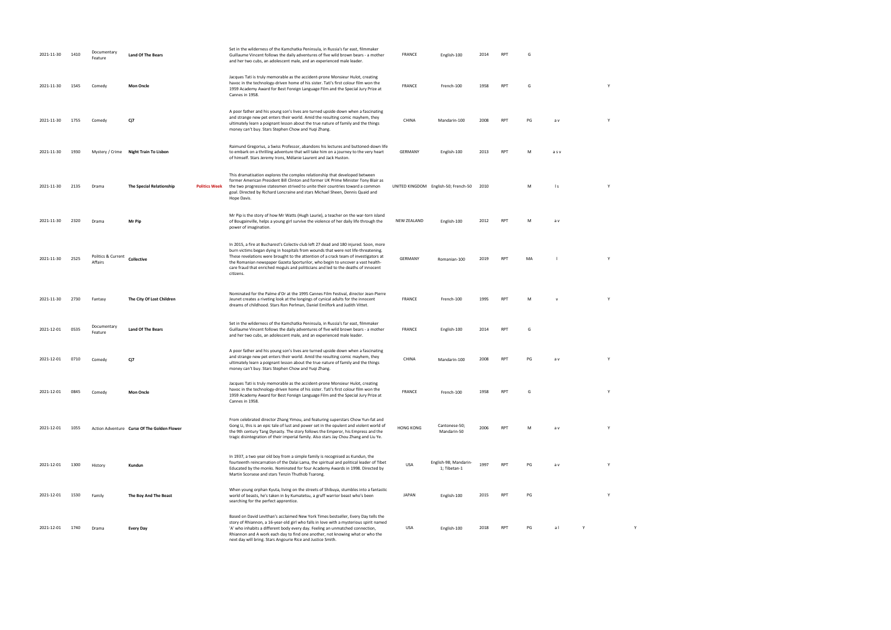| | | | | | | | | | | | | | | |
|---|---|---|---|---|---|---|---|---|---|---|---|---|---|---|
| 2021-11-30 | 1410 | Documentary Feature | **Land Of The Bears** | | Set in the wilderness of the Kamchatka Peninsula, in Russia's far east, filmmaker Guillaume Vincent follows the daily adventures of five wild brown bears - a mother and her two cubs, an adolescent male, and an experienced male leader. | FRANCE | English-100 | 2014 | RPT | G | | | | |
| 2021-11-30 | 1545 | Comedy | **Mon Oncle** | | Jacques Tati is truly memorable as the accident-prone Monsieur Hulot, creating havoc in the technology-driven home of his sister. Tati's first colour film won the 1959 Academy Award for Best Foreign Language Film and the Special Jury Prize at Cannes in 1958. | FRANCE | French-100 | 1958 | RPT | G | | | Y | |
| 2021-11-30 | 1755 | Comedy | **CJ7** | | A poor father and his young son's lives are turned upside down when a fascinating and strange new pet enters their world. Amid the resulting comic mayhem, they ultimately learn a poignant lesson about the true nature of family and the things money can't buy. Stars Stephen Chow and Yuqi Zhang. | CHINA | Mandarin-100 | 2008 | RPT | PG | a v | | Y | |
| 2021-11-30 | 1930 | Mystery / Crime | **Night Train To Lisbon** | | Raimund Gregorius, a Swiss Professor, abandons his lectures and buttoned-down life to embark on a thrilling adventure that will take him on a journey to the very heart of himself. Stars Jeremy Irons, Mélanie Laurent and Jack Huston. | GERMANY | English-100 | 2013 | RPT | M | a s v | | | |
| 2021-11-30 | 2135 | Drama | **The Special Relationship** | **Politics Week** | This dramatisation explores the complex relationship that developed between former American President Bill Clinton and former UK Prime Minister Tony Blair as the two progressive statesmen strived to unite their countries toward a common goal. Directed by Richard Loncraine and stars Michael Sheen, Dennis Quaid and Hope Davis. | UNITED KINGDOM | English-50; French-50 | 2010 | | M | l s | | Y | |
| 2021-11-30 | 2320 | Drama | **Mr Pip** | | Mr Pip is the story of how Mr Watts (Hugh Laurie), a teacher on the war-torn island of Bougainville, helps a young girl survive the violence of her daily life through the power of imagination. | NEW ZEALAND | English-100 | 2012 | RPT | M | a v | | | |
| 2021-11-30 | 2525 | Politics & Current Affairs | **Collective** | | In 2015, a fire at Bucharest's Colectiv club left 27 dead and 180 injured. Soon, more burn victims began dying in hospitals from wounds that were not life-threatening. These revelations were brought to the attention of a crack team of investigators at the Romanian newspaper Gazeta Sporturilor, who begin to uncover a vast health-care fraud that enriched moguls and politicians and led to the deaths of innocent citizens. | GERMANY | Romanian-100 | 2019 | RPT | MA | l | | Y | |
| 2021-11-30 | 2730 | Fantasy | **The City Of Lost Children** | | Nominated for the Palme d'Or at the 1995 Cannes Film Festival, director Jean-Pierre Jeunet creates a riveting look at the longings of cynical adults for the innocent dreams of childhood. Stars Ron Perlman, Daniel Emilfork and Judith Vittet. | FRANCE | French-100 | 1995 | RPT | M | v | | Y | |
| 2021-12-01 | 0535 | Documentary Feature | **Land Of The Bears** | | Set in the wilderness of the Kamchatka Peninsula, in Russia's far east, filmmaker Guillaume Vincent follows the daily adventures of five wild brown bears - a mother and her two cubs, an adolescent male, and an experienced male leader. | FRANCE | English-100 | 2014 | RPT | G | | | | |
| 2021-12-01 | 0710 | Comedy | **CJ7** | | A poor father and his young son's lives are turned upside down when a fascinating and strange new pet enters their world. Amid the resulting comic mayhem, they ultimately learn a poignant lesson about the true nature of family and the things money can't buy. Stars Stephen Chow and Yuqi Zhang. | CHINA | Mandarin-100 | 2008 | RPT | PG | a v | | Y | |
| 2021-12-01 | 0845 | Comedy | **Mon Oncle** | | Jacques Tati is truly memorable as the accident-prone Monsieur Hulot, creating havoc in the technology-driven home of his sister. Tati's first colour film won the 1959 Academy Award for Best Foreign Language Film and the Special Jury Prize at Cannes in 1958. | FRANCE | French-100 | 1958 | RPT | G | | | Y | |
| 2021-12-01 | 1055 | Action Adventure | **Curse Of The Golden Flower** | | From celebrated director Zhang Yimou, and featuring superstars Chow Yun-fat and Gong Li, this is an epic tale of lust and power set in the opulent and violent world of the 9th century Tang Dynasty. The story follows the Emperor, his Empress and the tragic disintegration of their imperial family. Also stars Jay Chou Zhang and Liu Ye. | HONG KONG | Cantonese-50; Mandarin-50 | 2006 | RPT | M | a v | | Y | |
| 2021-12-01 | 1300 | History | **Kundun** | | In 1937, a two year old boy from a simple family is recognised as Kundun, the fourteenth reincarnation of the Dalai Lama, the spiritual and political leader of Tibet Educated by the monks. Nominated for four Academy Awards in 1998. Directed by Martin Scorsese and stars Tenzin Thuthob Tsarong. | USA | English-98; Mandarin-1; Tibetan-1 | 1997 | RPT | PG | a v | | Y | |
| 2021-12-01 | 1530 | Family | **The Boy And The Beast** | | When young orphan Kyuta, living on the streets of Shibuya, stumbles into a fantastic world of beasts, he's taken in by Kumatetsu, a gruff warrior beast who's been searching for the perfect apprentice. | JAPAN | English-100 | 2015 | RPT | PG | | | Y | |
| 2021-12-01 | 1740 | Drama | **Every Day** | | Based on David Levithan's acclaimed New York Times bestseller, Every Day tells the story of Rhiannon, a 16-year-old girl who falls in love with a mysterious spirit named 'A' who inhabits a different body every day. Feeling an unmatched connection, Rhiannon and A work each day to find one another, not knowing what or who the next day will bring. Stars Angourie Rice and Justice Smith. | USA | English-100 | 2018 | RPT | PG | a l | Y | | Y |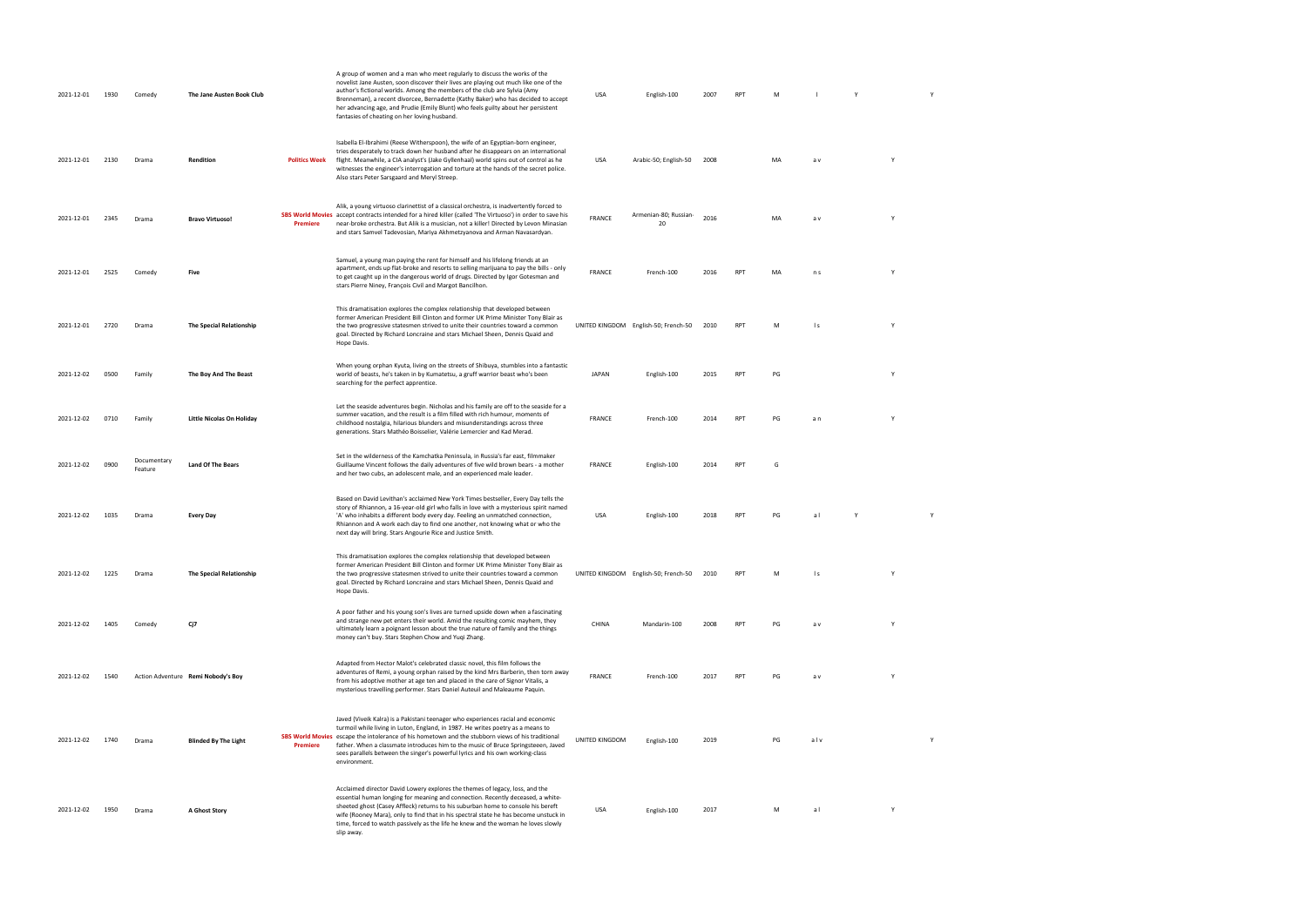| | | | | | | | | | | | | | | |
|---|---|---|---|---|---|---|---|---|---|---|---|---|---|---|
| 2021-12-01 | 1930 | Comedy | **The Jane Austen Book Club** | | A group of women and a man who meet regularly to discuss the works of the novelist Jane Austen, soon discover their lives are playing out much like one of the author's fictional worlds. Among the members of the club are Sylvia (Amy Brenneman), a recent divorcee, Bernadette (Kathy Baker) who has decided to accept her advancing age, and Prudie (Emily Blunt) who feels guilty about her persistent fantasies of cheating on her loving husband. | USA | English-100 | 2007 | RPT | M | l | Y | | Y |
| 2021-12-01 | 2130 | Drama | **Rendition** | **Politics Week** | Isabella El-Ibrahimi (Reese Witherspoon), the wife of an Egyptian-born engineer, tries desperately to track down her husband after he disappears on an international flight. Meanwhile, a CIA analyst's (Jake Gyllenhaal) world spins out of control as he witnesses the engineer's interrogation and torture at the hands of the secret police. Also stars Peter Sarsgaard and Meryl Streep. | USA | Arabic-50; English-50 | 2008 | | MA | a v | | Y | |
| 2021-12-01 | 2345 | Drama | **Bravo Virtuoso!** | **SBS World Movies Premiere** | Alik, a young virtuoso clarinettist of a classical orchestra, is inadvertently forced to accept contracts intended for a hired killer (called 'The Virtuoso') in order to save his near-broke orchestra. But Alik is a musician, not a killer! Directed by Levon Minasian and stars Samvel Tadevosian, Mariya Akhmetzyanova and Arman Navasardyan. | FRANCE | Armenian-80; Russian-20 | 2016 | | MA | a v | | Y | |
| 2021-12-01 | 2525 | Comedy | **Five** | | Samuel, a young man paying the rent for himself and his lifelong friends at an apartment, ends up flat-broke and resorts to selling marijuana to pay the bills - only to get caught up in the dangerous world of drugs. Directed by Igor Gotesman and stars Pierre Niney, François Civil and Margot Bancilhon. | FRANCE | French-100 | 2016 | RPT | MA | n s | | Y | |
| 2021-12-01 | 2720 | Drama | **The Special Relationship** | | This dramatisation explores the complex relationship that developed between former American President Bill Clinton and former UK Prime Minister Tony Blair as the two progressive statesmen strived to unite their countries toward a common goal. Directed by Richard Loncraine and stars Michael Sheen, Dennis Quaid and Hope Davis. | UNITED KINGDOM | English-50; French-50 | 2010 | RPT | M | l s | | Y | |
| 2021-12-02 | 0500 | Family | **The Boy And The Beast** | | When young orphan Kyuta, living on the streets of Shibuya, stumbles into a fantastic world of beasts, he's taken in by Kumatetsu, a gruff warrior beast who's been searching for the perfect apprentice. | JAPAN | English-100 | 2015 | RPT | PG | | | Y | |
| 2021-12-02 | 0710 | Family | **Little Nicolas On Holiday** | | Let the seaside adventures begin. Nicholas and his family are off to the seaside for a summer vacation, and the result is a film filled with rich humour, moments of childhood nostalgia, hilarious blunders and misunderstandings across three generations. Stars Mathéo Boisselier, Valérie Lemercier and Kad Merad. | FRANCE | French-100 | 2014 | RPT | PG | a n | | Y | |
| 2021-12-02 | 0900 | Documentary Feature | **Land Of The Bears** | | Set in the wilderness of the Kamchatka Peninsula, in Russia's far east, filmmaker Guillaume Vincent follows the daily adventures of five wild brown bears - a mother and her two cubs, an adolescent male, and an experienced male leader. | FRANCE | English-100 | 2014 | RPT | G | | | | |
| 2021-12-02 | 1035 | Drama | **Every Day** | | Based on David Levithan's acclaimed New York Times bestseller, Every Day tells the story of Rhiannon, a 16-year-old girl who falls in love with a mysterious spirit named 'A' who inhabits a different body every day. Feeling an unmatched connection, Rhiannon and A work each day to find one another, not knowing what or who the next day will bring. Stars Angourie Rice and Justice Smith. | USA | English-100 | 2018 | RPT | PG | a l | Y | | Y |
| 2021-12-02 | 1225 | Drama | **The Special Relationship** | | This dramatisation explores the complex relationship that developed between former American President Bill Clinton and former UK Prime Minister Tony Blair as the two progressive statesmen strived to unite their countries toward a common goal. Directed by Richard Loncraine and stars Michael Sheen, Dennis Quaid and Hope Davis. | UNITED KINGDOM | English-50; French-50 | 2010 | RPT | M | l s | | Y | |
| 2021-12-02 | 1405 | Comedy | **Cj7** | | A poor father and his young son's lives are turned upside down when a fascinating and strange new pet enters their world. Amid the resulting comic mayhem, they ultimately learn a poignant lesson about the true nature of family and the things money can't buy. Stars Stephen Chow and Yuqi Zhang. | CHINA | Mandarin-100 | 2008 | RPT | PG | a v | | Y | |
| 2021-12-02 | 1540 | Action Adventure | **Remi Nobody's Boy** | | Adapted from Hector Malot's celebrated classic novel, this film follows the adventures of Remi, a young orphan raised by the kind Mrs Barberin, then torn away from his adoptive mother at age ten and placed in the care of Signor Vitalis, a mysterious travelling performer. Stars Daniel Auteuil and Maleaume Paquin. | FRANCE | French-100 | 2017 | RPT | PG | a v | | Y | |
| 2021-12-02 | 1740 | Drama | **Blinded By The Light** | **SBS World Movies Premiere** | Javed (Viveik Kalra) is a Pakistani teenager who experiences racial and economic turmoil while living in Luton, England, in 1987. He writes poetry as a means to escape the intolerance of his hometown and the stubborn views of his traditional father. When a classmate introduces him to the music of Bruce Springsteeen, Javed sees parallels between the singer's powerful lyrics and his own working-class environment. | UNITED KINGDOM | English-100 | 2019 | | PG | a l v | | | Y |
| 2021-12-02 | 1950 | Drama | **A Ghost Story** | | Acclaimed director David Lowery explores the themes of legacy, loss, and the essential human longing for meaning and connection. Recently deceased, a white-sheeted ghost (Casey Affleck) returns to his suburban home to console his bereft wife (Rooney Mara), only to find that in his spectral state he has become unstuck in time, forced to watch passively as the life he knew and the woman he loves slowly slip away. | USA | English-100 | 2017 | | M | a l | | Y | |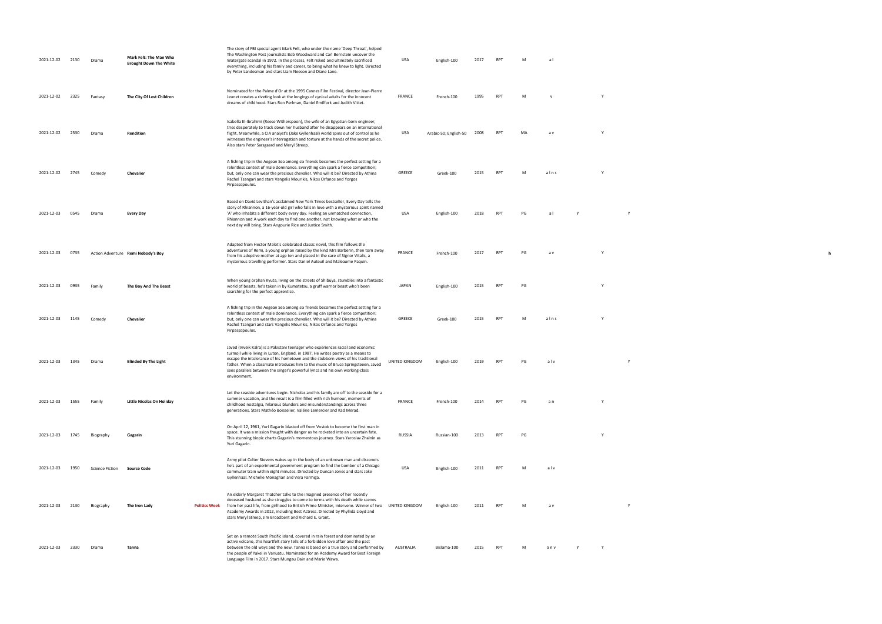| | | | | | | | | | | | | | | | |
|---|---|---|---|---|---|---|---|---|---|---|---|---|---|---|---|
| 2021-12-02 | 2130 | Drama | **Mark Felt: The Man Who Brought Down The White** | | The story of FBI special agent Mark Felt, who under the name 'Deep Throat', helped The Washington Post journalists Bob Woodward and Carl Bernstein uncover the Watergate scandal in 1972. In the process, Felt risked and ultimately sacrificed everything, including his family and career, to bring what he knew to light. Directed by Peter Landesman and stars Liam Neeson and Diane Lane. | USA | English-100 | 2017 | RPT | M | a l | | | | |
| 2021-12-02 | 2325 | Fantasy | **The City Of Lost Children** | | Nominated for the Palme d'Or at the 1995 Cannes Film Festival, director Jean-Pierre Jeunet creates a riveting look at the longings of cynical adults for the innocent dreams of childhood. Stars Ron Perlman, Daniel Emilfork and Judith Vittet. | FRANCE | French-100 | 1995 | RPT | M | v | | Y | | |
| 2021-12-02 | 2530 | Drama | **Rendition** | | Isabella El-Ibrahimi (Reese Witherspoon), the wife of an Egyptian-born engineer, tries desperately to track down her husband after he disappears on an international flight. Meanwhile, a CIA analyst's (Jake Gyllenhaal) world spins out of control as he witnesses the engineer's interrogation and torture at the hands of the secret police. Also stars Peter Sarsgaard and Meryl Streep. | USA | Arabic-50; English-50 | 2008 | RPT | MA | a v | | Y | | |
| 2021-12-02 | 2745 | Comedy | **Chevalier** | | A fishing trip in the Aegean Sea among six friends becomes the perfect setting for a relentless contest of male dominance. Everything can spark a fierce competition; but, only one can wear the precious chevalier. Who will it be? Directed by Athina Rachel Tsangari and stars Vangelis Mourikis, Nikos Orfanos and Yorgos Pirpassopoulos. | GREECE | Greek-100 | 2015 | RPT | M | a l n s | | Y | | |
| 2021-12-03 | 0545 | Drama | **Every Day** | | Based on David Levithan's acclaimed New York Times bestseller, Every Day tells the story of Rhiannon, a 16-year-old girl who falls in love with a mysterious spirit named 'A' who inhabits a different body every day. Feeling an unmatched connection, Rhiannon and A work each day to find one another, not knowing what or who the next day will bring. Stars Angourie Rice and Justice Smith. | USA | English-100 | 2018 | RPT | PG | a l | Y | | Y | |
| 2021-12-03 | 0735 | Action Adventure | **Remi Nobody's Boy** | | Adapted from Hector Malot's celebrated classic novel, this film follows the adventures of Remi, a young orphan raised by the kind Mrs Barberin, then torn away from his adoptive mother at age ten and placed in the care of Signor Vitalis, a mysterious travelling performer. Stars Daniel Auteuil and Maleaume Paquin. | FRANCE | French-100 | 2017 | RPT | PG | a v | | Y | | h |
| 2021-12-03 | 0935 | Family | **The Boy And The Beast** | | When young orphan Kyuta, living on the streets of Shibuya, stumbles into a fantastic world of beasts, he's taken in by Kumatetsu, a gruff warrior beast who's been searching for the perfect apprentice. | JAPAN | English-100 | 2015 | RPT | PG | | | Y | | |
| 2021-12-03 | 1145 | Comedy | **Chevalier** | | A fishing trip in the Aegean Sea among six friends becomes the perfect setting for a relentless contest of male dominance. Everything can spark a fierce competition; but, only one can wear the precious chevalier. Who will it be? Directed by Athina Rachel Tsangari and stars Vangelis Mourikis, Nikos Orfanos and Yorgos Pirpassopoulos. | GREECE | Greek-100 | 2015 | RPT | M | a l n s | | Y | | |
| 2021-12-03 | 1345 | Drama | **Blinded By The Light** | | Javed (Viveik Kalra) is a Pakistani teenager who experiences racial and economic turmoil while living in Luton, England, in 1987. He writes poetry as a means to escape the intolerance of his hometown and the stubborn views of his traditional father. When a classmate introduces him to the music of Bruce Springsteeen, Javed sees parallels between the singer's powerful lyrics and his own working-class environment. | UNITED KINGDOM | English-100 | 2019 | RPT | PG | a l v | | | Y | |
| 2021-12-03 | 1555 | Family | **Little Nicolas On Holiday** | | Let the seaside adventures begin. Nicholas and his family are off to the seaside for a summer vacation, and the result is a film filled with rich humour, moments of childhood nostalgia, hilarious blunders and misunderstandings across three generations. Stars Mathéo Boisselier, Valérie Lemercier and Kad Merad. | FRANCE | French-100 | 2014 | RPT | PG | a n | | Y | | |
| 2021-12-03 | 1745 | Biography | **Gagarin** | | On April 12, 1961, Yuri Gagarin blasted off from Vostok to become the first man in space. It was a mission fraught with danger as he rocketed into an uncertain fate. This stunning biopic charts Gagarin's momentous journey. Stars Yaroslav Zhalnin as Yuri Gagarin. | RUSSIA | Russian-100 | 2013 | RPT | PG | | | Y | | |
| 2021-12-03 | 1950 | Science Fiction | **Source Code** | | Army pilot Colter Stevens wakes up in the body of an unknown man and discovers he's part of an experimental government program to find the bomber of a Chicago commuter train within eight minutes. Directed by Duncan Jones and stars Jake Gyllenhaal. Michelle Monaghan and Vera Farmiga. | USA | English-100 | 2011 | RPT | M | a l v | | | | |
| 2021-12-03 | 2130 | Biography | **The Iron Lady** | **Politics Week** | An elderly Margaret Thatcher talks to the imagined presence of her recently deceased husband as she struggles to come to terms with his death while scenes from her past life, from girlhood to British Prime Minister, intervene. Winner of two Academy Awards in 2012, including Best Actress. Directed by Phyllida Lloyd and stars Meryl Streep, Jim Broadbent and Richard E. Grant. | UNITED KINGDOM | English-100 | 2011 | RPT | M | a v | | | Y | |
| 2021-12-03 | 2330 | Drama | **Tanna** | | Set on a remote South Pacific island, covered in rain forest and dominated by an active volcano, this heartfelt story tells of a forbidden love affair and the pact between the old ways and the new. Tanna is based on a true story and performed by the people of Yakel in Vanuatu. Nominated for an Academy Award for Best Foreign Language Film in 2017. Stars Mungau Dain and Marie Wawa. | AUSTRALIA | Bislama-100 | 2015 | RPT | M | a n v | Y | Y | | |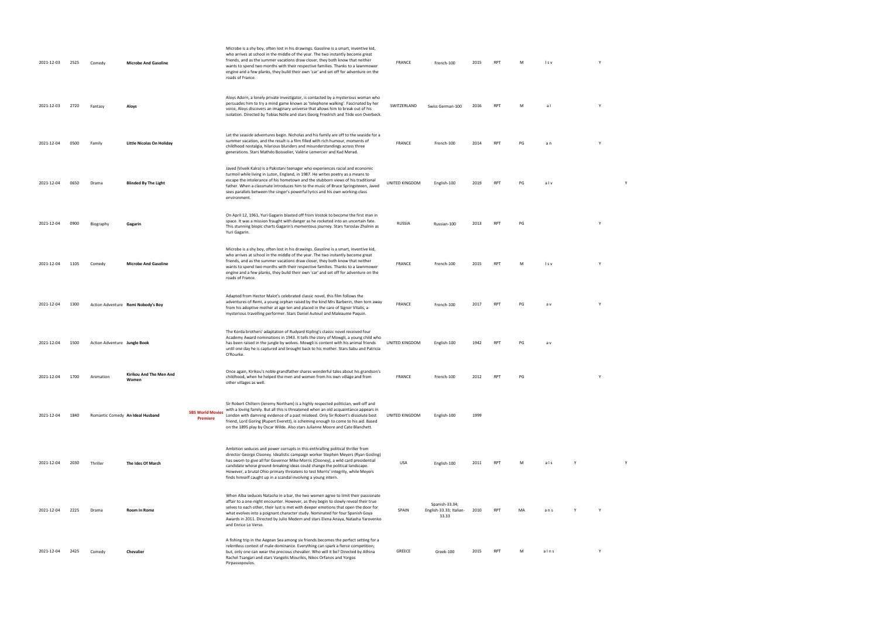| | | | | | | | | | | | | | | |
|---|---|---|---|---|---|---|---|---|---|---|---|---|---|---|
| 2021-12-03 | 2525 | Comedy | **Microbe And Gasoline** | | Microbe is a shy boy, often lost in his drawings. Gasoline is a smart, inventive kid, who arrives at school in the middle of the year. The two instantly become great friends, and as the summer vacations draw closer, they both know that neither wants to spend two months with their respective families. Thanks to a lawnmower engine and a few planks, they build their own 'car' and set off for adventure on the roads of France. | FRANCE | French-100 | 2015 | RPT | M | l s v | | Y | |
| 2021-12-03 | 2720 | Fantasy | **Aloys** | | Aloys Adorn, a lonely private investigator, is contacted by a mysterious woman who persuades him to try a mind game known as 'telephone walking'. Fascinated by her voice, Aloys discovers an imaginary universe that allows him to break out of his isolation. Directed by Tobias Nölle and stars Georg Friedrich and Tilde von Overbeck. | SWITZERLAND | Swiss German-100 | 2016 | RPT | M | a l | | Y | |
| 2021-12-04 | 0500 | Family | **Little Nicolas On Holiday** | | Let the seaside adventures begin. Nicholas and his family are off to the seaside for a summer vacation, and the result is a film filled with rich humour, moments of childhood nostalgia, hilarious blunders and misunderstandings across three generations. Stars Mathéo Boisselier, Valérie Lemercier and Kad Merad. | FRANCE | French-100 | 2014 | RPT | PG | a n | | Y | |
| 2021-12-04 | 0650 | Drama | **Blinded By The Light** | | Javed (Viveik Kalra) is a Pakistani teenager who experiences racial and economic turmoil while living in Luton, England, in 1987. He writes poetry as a means to escape the intolerance of his hometown and the stubborn views of his traditional father. When a classmate introduces him to the music of Bruce Springsteen, Javed sees parallels between the singer's powerful lyrics and his own working-class environment. | UNITED KINGDOM | English-100 | 2019 | RPT | PG | a l v | | | Y |
| 2021-12-04 | 0900 | Biography | **Gagarin** | | On April 12, 1961, Yuri Gagarin blasted off from Vostok to become the first man in space. It was a mission fraught with danger as he rocketed into an uncertain fate. This stunning biopic charts Gagarin's momentous journey. Stars Yaroslav Zhalnin as Yuri Gagarin. | RUSSIA | Russian-100 | 2013 | RPT | PG | | | Y | |
| 2021-12-04 | 1105 | Comedy | **Microbe And Gasoline** | | Microbe is a shy boy, often lost in his drawings. Gasoline is a smart, inventive kid, who arrives at school in the middle of the year. The two instantly become great friends, and as the summer vacations draw closer, they both know that neither wants to spend two months with their respective families. Thanks to a lawnmower engine and a few planks, they build their own 'car' and set off for adventure on the roads of France. | FRANCE | French-100 | 2015 | RPT | M | l s v | | Y | |
| 2021-12-04 | 1300 | Action Adventure | **Remi Nobody's Boy** | | Adapted from Hector Malot's celebrated classic novel, this film follows the adventures of Remi, a young orphan raised by the kind Mrs Barberin, then torn away from his adoptive mother at age ten and placed in the care of Signor Vitalis, a mysterious travelling performer. Stars Daniel Auteuil and Maleaume Paquin. | FRANCE | French-100 | 2017 | RPT | PG | a v | | Y | |
| 2021-12-04 | 1500 | Action Adventure | **Jungle Book** | | The Korda brothers' adaptation of Rudyard Kipling's classic novel received four Academy Award nominations in 1943. It tells the story of Mowgli, a young child who has been raised in the jungle by wolves. Mowgli is content with his animal friends until one day he is captured and brought back to his mother. Stars Sabu and Patricia O'Rourke. | UNITED KINGDOM | English-100 | 1942 | RPT | PG | a v | | | |
| 2021-12-04 | 1700 | Animation | **Kirikou And The Men And Women** | | Once again, Kirikou's noble grandfather shares wonderful tales about his grandson's childhood, when he helped the men and women from his own village and from other villages as well. | FRANCE | French-100 | 2012 | RPT | PG | | | Y | |
| 2021-12-04 | 1840 | Romantic Comedy | **An Ideal Husband** | **SBS World Movies Premiere** | Sir Robert Chiltern (Jeremy Northam) is a highly respected politician, well-off and with a loving family. But all this is threatened when an old acquaintance appears in London with damning evidence of a past misdeed. Only Sir Robert's dissolute best friend, Lord Goring (Rupert Everett), is scheming enough to come to his aid. Based on the 1895 play by Oscar Wilde. Also stars Julianne Moore and Cate Blanchett. | UNITED KINGDOM | English-100 | 1999 | | | | | | |
| 2021-12-04 | 2030 | Thriller | **The Ides Of March** | | Ambition seduces and power corrupts in this enthralling political thriller from director George Clooney. Idealistic campaign worker Stephen Meyers (Ryan Gosling) has sworn to give all for Governor Mike Morris (Clooney), a wild card presidential candidate whose ground-breaking ideas could change the political landscape. However, a brutal Ohio primary threatens to test Morris' integrity, while Meyers finds himself caught up in a scandal involving a young intern. | USA | English-100 | 2011 | RPT | M | a l s | Y | | Y |
| 2021-12-04 | 2225 | Drama | **Room In Rome** | | When Alba seduces Natasha in a bar, the two women agree to limit their passionate affair to a one-night encounter. However, as they begin to slowly reveal their true selves to each other, their lust is met with deeper emotions that open the door for what evolves into a poignant character study. Nominated for four Spanish Goya Awards in 2011. Directed by Julio Medem and stars Elena Anaya, Natasha Yarovenko and Enrico Lo Verso. | SPAIN | Spanish-33.34; English-33.33; Italian-33.33 | 2010 | RPT | MA | a n s | Y | Y | |
| 2021-12-04 | 2425 | Comedy | **Chevalier** | | A fishing trip in the Aegean Sea among six friends becomes the perfect setting for a relentless contest of male dominance. Everything can spark a fierce competition; but, only one can wear the precious chevalier. Who will it be? Directed by Athina Rachel Tsangari and stars Vangelis Mourikis, Nikos Orfanos and Yorgos Pirpassopoulos. | GREECE | Greek-100 | 2015 | RPT | M | a l n s | | Y | |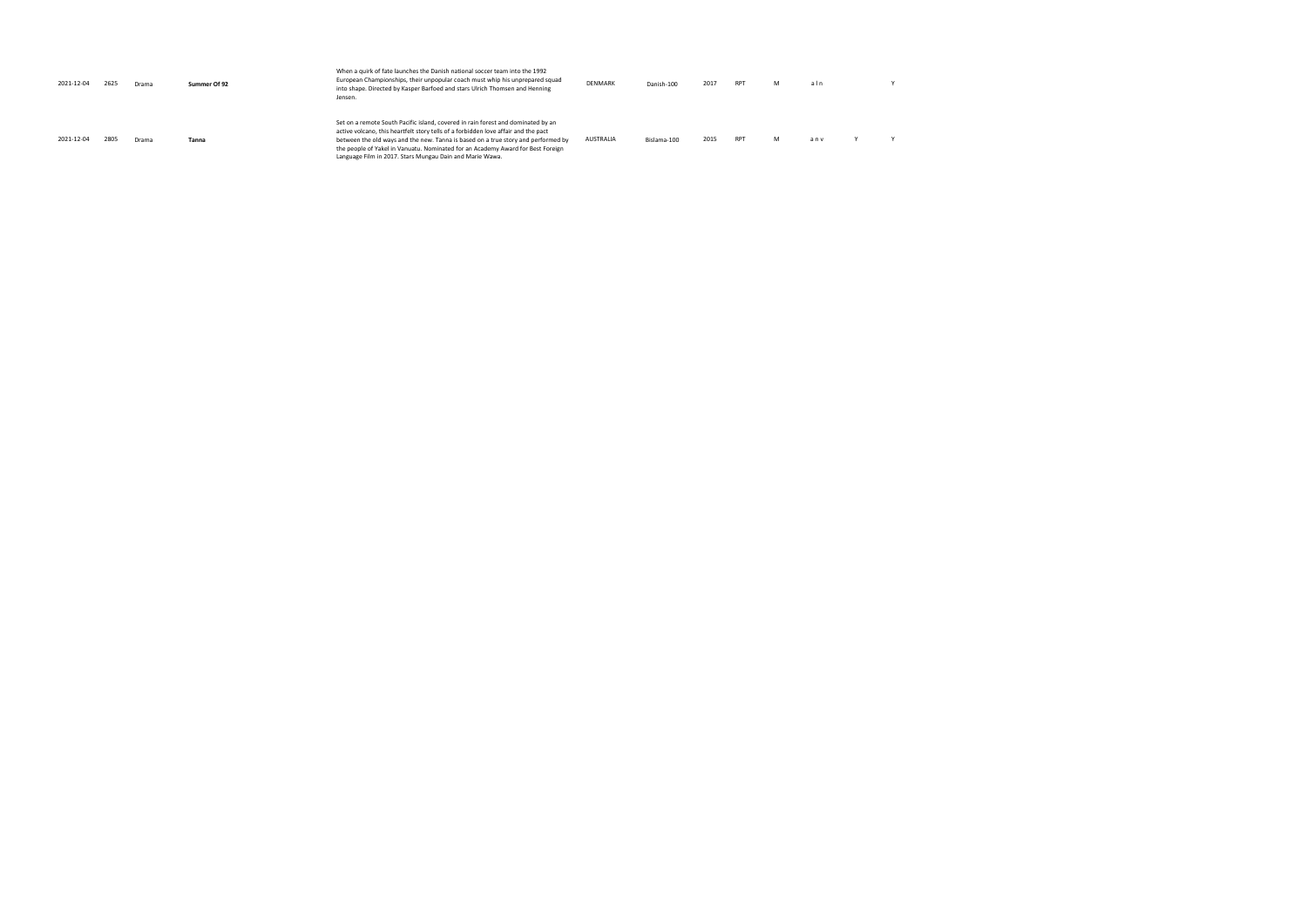| | | | | | | | | | | | | |
|---|---|---|---|---|---|---|---|---|---|---|---|---|
| 2021-12-04 | 2625 | Drama | **Summer Of 92** | When a quirk of fate launches the Danish national soccer team into the 1992 European Championships, their unpopular coach must whip his unprepared squad into shape. Directed by Kasper Barfoed and stars Ulrich Thomsen and Henning Jensen. | DENMARK | Danish-100 | 2017 | RPT | M | a l n | | Y |
| 2021-12-04 | 2805 | Drama | **Tanna** | Set on a remote South Pacific island, covered in rain forest and dominated by an active volcano, this heartfelt story tells of a forbidden love affair and the pact between the old ways and the new. Tanna is based on a true story and performed by the people of Yakel in Vanuatu. Nominated for an Academy Award for Best Foreign Language Film in 2017. Stars Mungau Dain and Marie Wawa. | AUSTRALIA | Bislama-100 | 2015 | RPT | M | a n v | Y | Y |